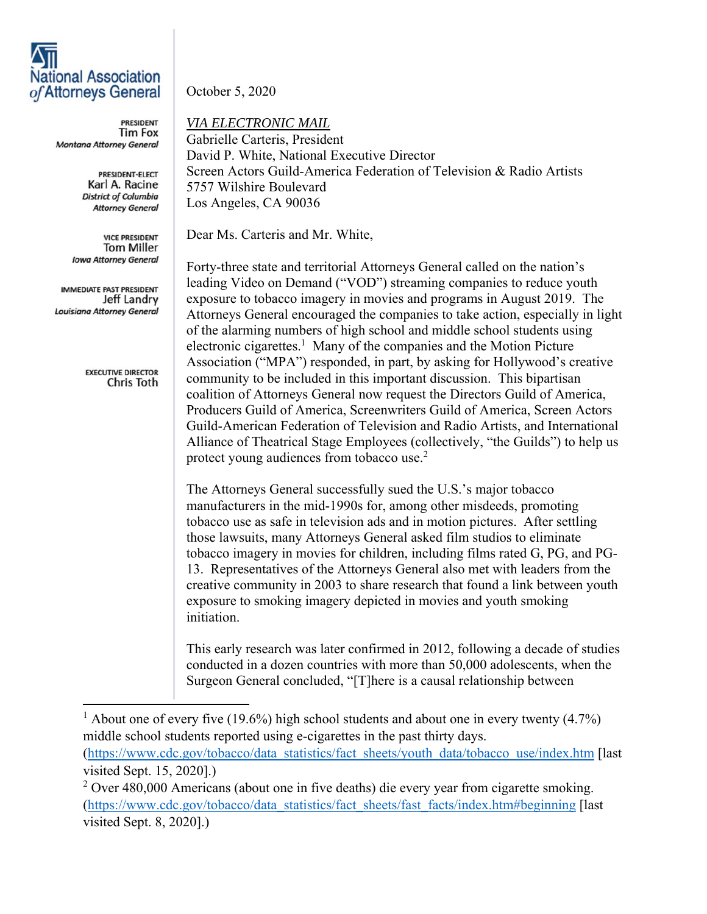**National Association of Attorneys General**

PRESIDENT
Tim Fox
*Montana Attorney General*

PRESIDENT-ELECT
Karl A. Racine
*District of Columbia Attorney General*

VICE PRESIDENT
Tom Miller
*Iowa Attorney General*

IMMEDIATE PAST PRESIDENT
Jeff Landry
*Louisiana Attorney General*

EXECUTIVE DIRECTOR
Chris Toth

October 5, 2020

*VIA ELECTRONIC MAIL*
Gabrielle Carteris, President
David P. White, National Executive Director
Screen Actors Guild-America Federation of Television & Radio Artists
5757 Wilshire Boulevard
Los Angeles, CA 90036

Dear Ms. Carteris and Mr. White,

Forty-three state and territorial Attorneys General called on the nation's leading Video on Demand ("VOD") streaming companies to reduce youth exposure to tobacco imagery in movies and programs in August 2019. The Attorneys General encouraged the companies to take action, especially in light of the alarming numbers of high school and middle school students using electronic cigarettes.[1] Many of the companies and the Motion Picture Association ("MPA") responded, in part, by asking for Hollywood's creative community to be included in this important discussion. This bipartisan coalition of Attorneys General now request the Directors Guild of America, Producers Guild of America, Screenwriters Guild of America, Screen Actors Guild-American Federation of Television and Radio Artists, and International Alliance of Theatrical Stage Employees (collectively, "the Guilds") to help us protect young audiences from tobacco use.[2]

The Attorneys General successfully sued the U.S.'s major tobacco manufacturers in the mid-1990s for, among other misdeeds, promoting tobacco use as safe in television ads and in motion pictures. After settling those lawsuits, many Attorneys General asked film studios to eliminate tobacco imagery in movies for children, including films rated G, PG, and PG-13. Representatives of the Attorneys General also met with leaders from the creative community in 2003 to share research that found a link between youth exposure to smoking imagery depicted in movies and youth smoking initiation.

This early research was later confirmed in 2012, following a decade of studies conducted in a dozen countries with more than 50,000 adolescents, when the Surgeon General concluded, "[T]here is a causal relationship between

---

[1] About one of every five (19.6%) high school students and about one in every twenty (4.7%) middle school students reported using e-cigarettes in the past thirty days. (https://www.cdc.gov/tobacco/data_statistics/fact_sheets/youth_data/tobacco_use/index.htm [last visited Sept. 15, 2020].)

[2] Over 480,000 Americans (about one in five deaths) die every year from cigarette smoking. (https://www.cdc.gov/tobacco/data_statistics/fact_sheets/fast_facts/index.htm#beginning [last visited Sept. 8, 2020].)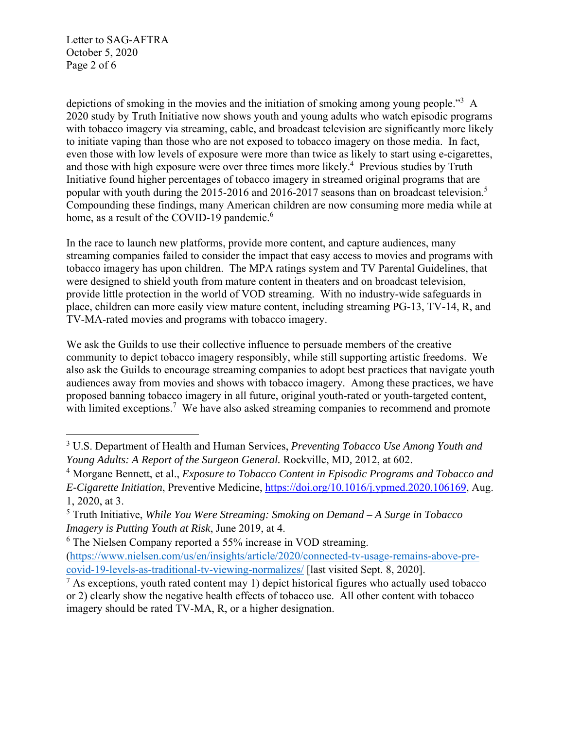depictions of smoking in the movies and the initiation of smoking among young people."[3] A 2020 study by Truth Initiative now shows youth and young adults who watch episodic programs with tobacco imagery via streaming, cable, and broadcast television are significantly more likely to initiate vaping than those who are not exposed to tobacco imagery on those media. In fact, even those with low levels of exposure were more than twice as likely to start using e-cigarettes, and those with high exposure were over three times more likely.[4] Previous studies by Truth Initiative found higher percentages of tobacco imagery in streamed original programs that are popular with youth during the 2015-2016 and 2016-2017 seasons than on broadcast television.[5] Compounding these findings, many American children are now consuming more media while at home, as a result of the COVID-19 pandemic.[6]

In the race to launch new platforms, provide more content, and capture audiences, many streaming companies failed to consider the impact that easy access to movies and programs with tobacco imagery has upon children. The MPA ratings system and TV Parental Guidelines, that were designed to shield youth from mature content in theaters and on broadcast television, provide little protection in the world of VOD streaming. With no industry-wide safeguards in place, children can more easily view mature content, including streaming PG-13, TV-14, R, and TV-MA-rated movies and programs with tobacco imagery.

We ask the Guilds to use their collective influence to persuade members of the creative community to depict tobacco imagery responsibly, while still supporting artistic freedoms. We also ask the Guilds to encourage streaming companies to adopt best practices that navigate youth audiences away from movies and shows with tobacco imagery. Among these practices, we have proposed banning tobacco imagery in all future, original youth-rated or youth-targeted content, with limited exceptions.[7] We have also asked streaming companies to recommend and promote

---

[3] U.S. Department of Health and Human Services, *Preventing Tobacco Use Among Youth and Young Adults: A Report of the Surgeon General.* Rockville, MD, 2012, at 602.

[4] Morgane Bennett, et al., *Exposure to Tobacco Content in Episodic Programs and Tobacco and E-Cigarette Initiation*, Preventive Medicine, https://doi.org/10.1016/j.ypmed.2020.106169, Aug. 1, 2020, at 3.

[5] Truth Initiative, *While You Were Streaming: Smoking on Demand – A Surge in Tobacco Imagery is Putting Youth at Risk*, June 2019, at 4.

[6] The Nielsen Company reported a 55% increase in VOD streaming. (https://www.nielsen.com/us/en/insights/article/2020/connected-tv-usage-remains-above-pre-covid-19-levels-as-traditional-tv-viewing-normalizes/ [last visited Sept. 8, 2020].

[7] As exceptions, youth rated content may 1) depict historical figures who actually used tobacco or 2) clearly show the negative health effects of tobacco use. All other content with tobacco imagery should be rated TV-MA, R, or a higher designation.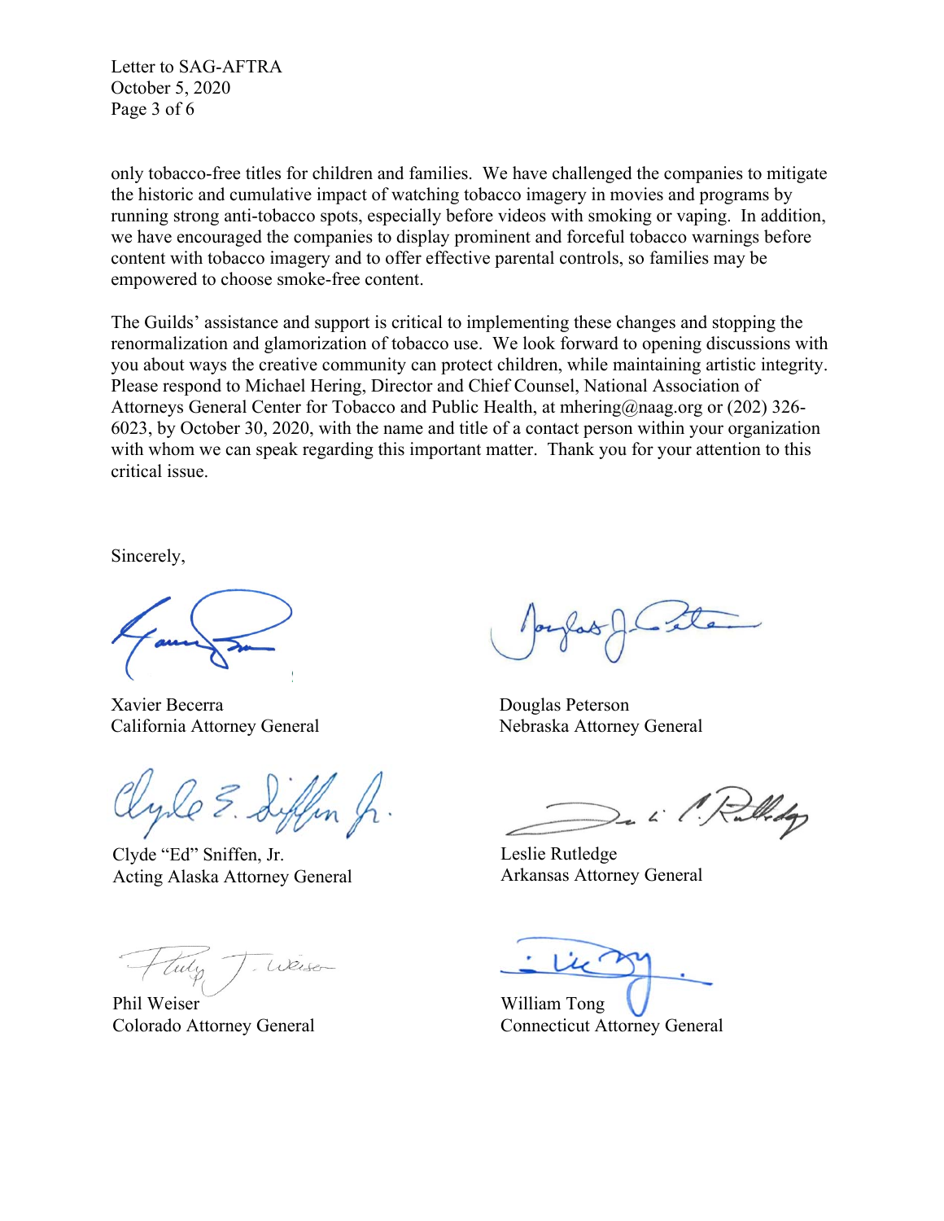only tobacco-free titles for children and families. We have challenged the companies to mitigate the historic and cumulative impact of watching tobacco imagery in movies and programs by running strong anti-tobacco spots, especially before videos with smoking or vaping. In addition, we have encouraged the companies to display prominent and forceful tobacco warnings before content with tobacco imagery and to offer effective parental controls, so families may be empowered to choose smoke-free content.

The Guilds' assistance and support is critical to implementing these changes and stopping the renormalization and glamorization of tobacco use. We look forward to opening discussions with you about ways the creative community can protect children, while maintaining artistic integrity. Please respond to Michael Hering, Director and Chief Counsel, National Association of Attorneys General Center for Tobacco and Public Health, at mhering@naag.org or (202) 326-6023, by October 30, 2020, with the name and title of a contact person within your organization with whom we can speak regarding this important matter. Thank you for your attention to this critical issue.

Sincerely,

Xavier Becerra
California Attorney General

Douglas Peterson
Nebraska Attorney General

Clyde "Ed" Sniffen, Jr.
Acting Alaska Attorney General

Leslie Rutledge
Arkansas Attorney General

Phil Weiser
Colorado Attorney General

William Tong
Connecticut Attorney General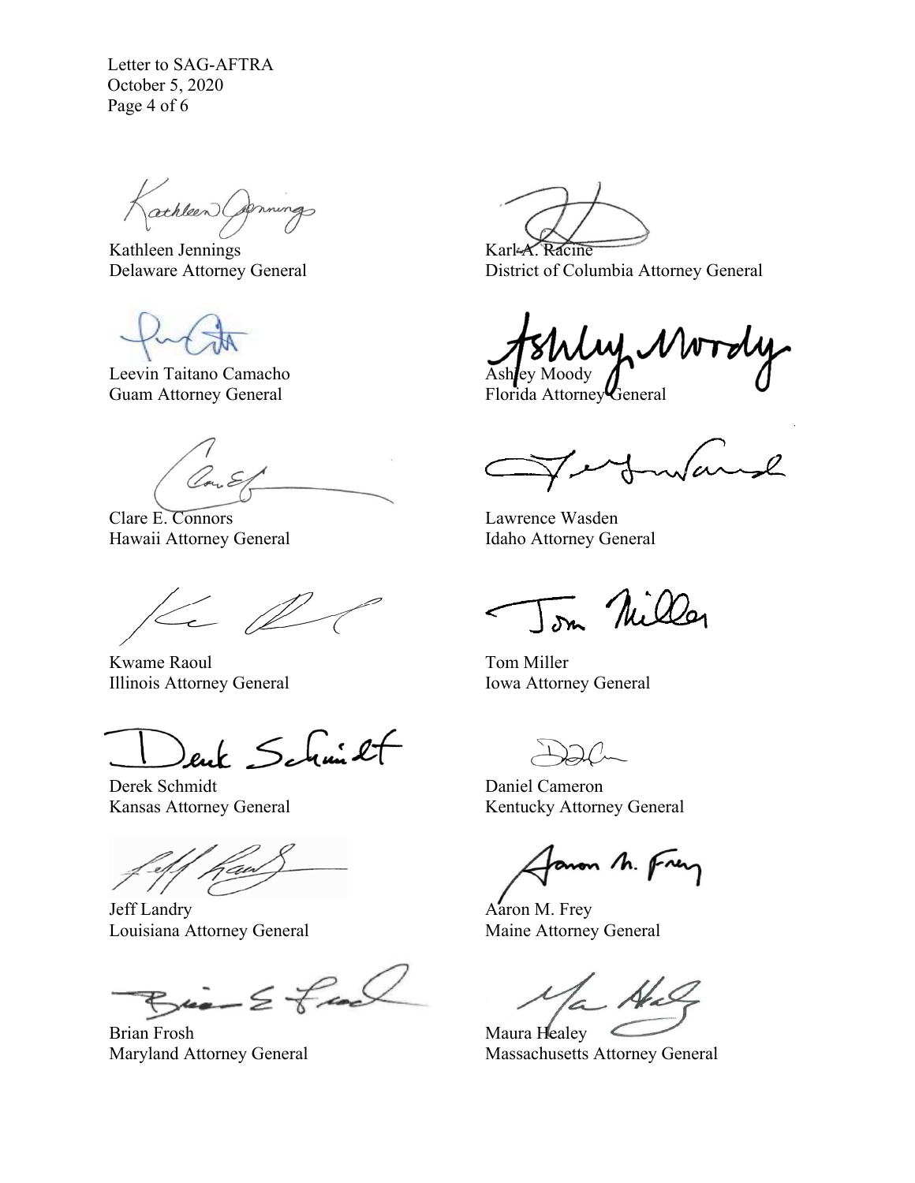Kathleen Jennings
Delaware Attorney General

Karl A. Racine
District of Columbia Attorney General

Leevin Taitano Camacho
Guam Attorney General

Ashley Moody
Florida Attorney General

Clare E. Connors
Hawaii Attorney General

Lawrence Wasden
Idaho Attorney General

Kwame Raoul
Illinois Attorney General

Tom Miller
Iowa Attorney General

Derek Schmidt
Kansas Attorney General

Daniel Cameron
Kentucky Attorney General

Jeff Landry
Louisiana Attorney General

Aaron M. Frey
Maine Attorney General

Brian Frosh
Maryland Attorney General

Maura Healey
Massachusetts Attorney General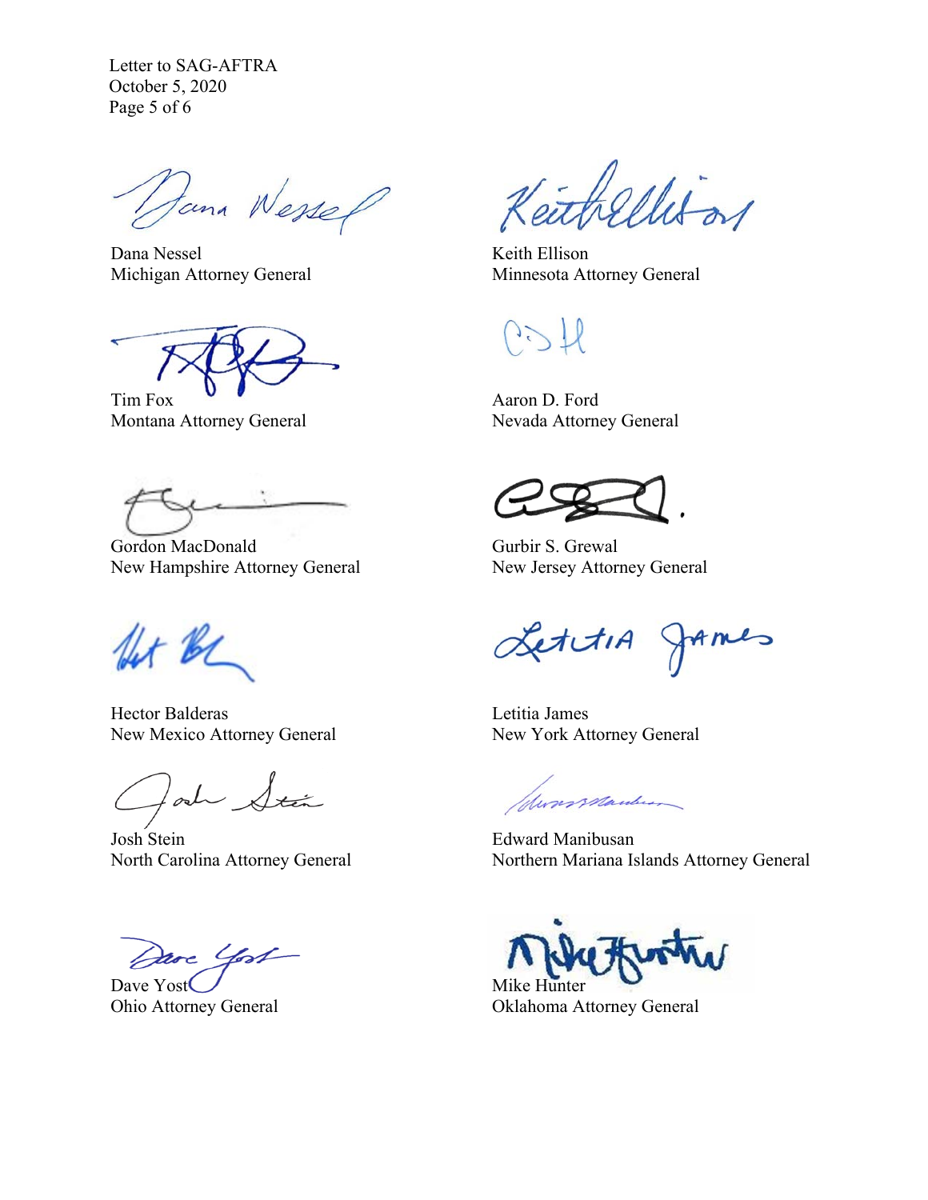Dana Nessel
Michigan Attorney General

Keith Ellison
Minnesota Attorney General

Tim Fox
Montana Attorney General

Aaron D. Ford
Nevada Attorney General

Gordon MacDonald
New Hampshire Attorney General

Gurbir S. Grewal
New Jersey Attorney General

Hector Balderas
New Mexico Attorney General

Letitia James
New York Attorney General

Josh Stein
North Carolina Attorney General

Edward Manibusan
Northern Mariana Islands Attorney General

Dave Yost
Ohio Attorney General

Mike Hunter
Oklahoma Attorney General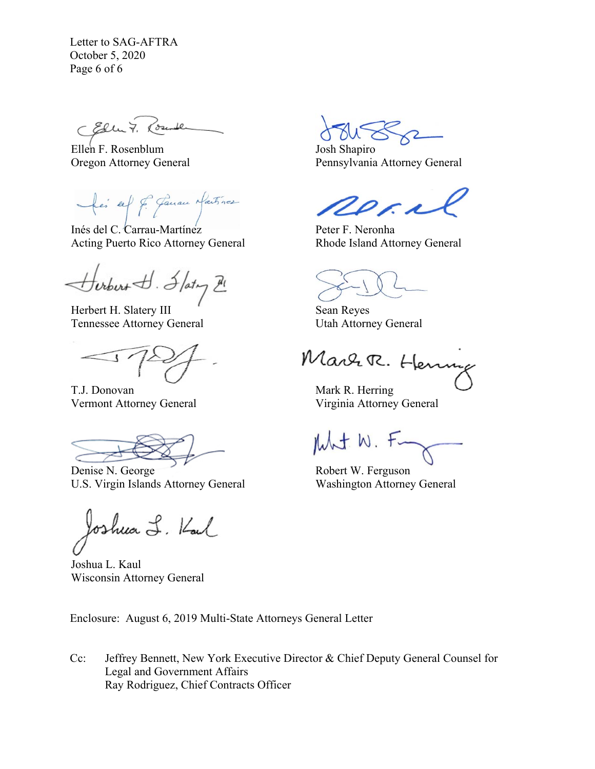Ellen F. Rosenblum
Oregon Attorney General

Josh Shapiro
Pennsylvania Attorney General

Inés del C. Carrau-Martínez
Acting Puerto Rico Attorney General

Peter F. Neronha
Rhode Island Attorney General

Herbert H. Slatery III
Tennessee Attorney General

Sean Reyes
Utah Attorney General

T.J. Donovan
Vermont Attorney General

Mark R. Herring
Virginia Attorney General

Denise N. George
U.S. Virgin Islands Attorney General

Robert W. Ferguson
Washington Attorney General

Joshua L. Kaul
Wisconsin Attorney General

Enclosure: August 6, 2019 Multi-State Attorneys General Letter

Cc: Jeffrey Bennett, New York Executive Director & Chief Deputy General Counsel for Legal and Government Affairs
Ray Rodriguez, Chief Contracts Officer